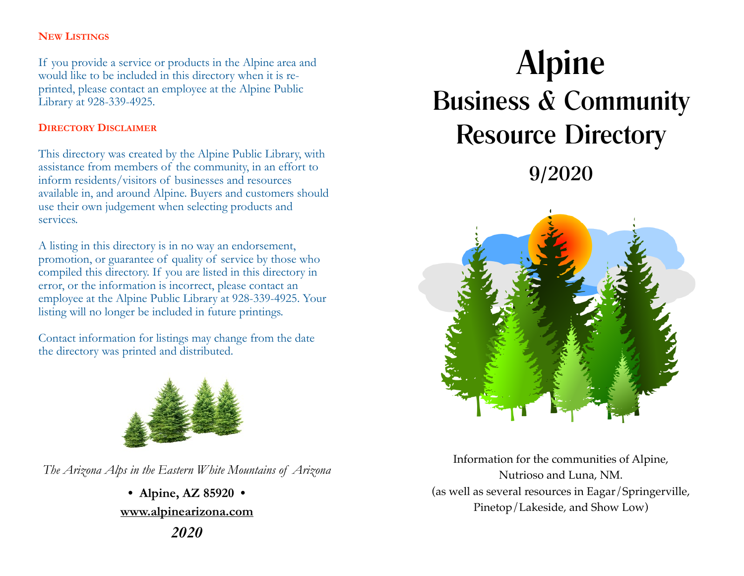## New Listings

If you provide a service or products in the Alpine area and would like to be included in this directory when it is re-printed, please contact an employee at the Alpine Public Library at 928-339-4925.

## Directory Disclaimer

This directory was created by the Alpine Public Library, with assistance from members of the community, in an effort to inform residents/visitors of businesses and resources available in, and around Alpine. Buyers and customers should use their own judgement when selecting products and services.

A listing in this directory is in no way an endorsement, promotion, or guarantee of quality of service by those who compiled this directory. If you are listed in this directory in error, or the information is incorrect, please contact an employee at the Alpine Public Library at 928-339-4925. Your listing will no longer be included in future printings.

Contact information for listings may change from the date the directory was printed and distributed.

*The Arizona Alps in the Eastern White Mountains of Arizona*

**• Alpine, AZ 85920 •**

**www.alpinearizona.com**

***2020***

# Alpine
# Business & Community Resource Directory

## 9/2020

Information for the communities of Alpine, Nutrioso and Luna, NM.
(as well as several resources in Eagar/Springerville, Pinetop/Lakeside, and Show Low)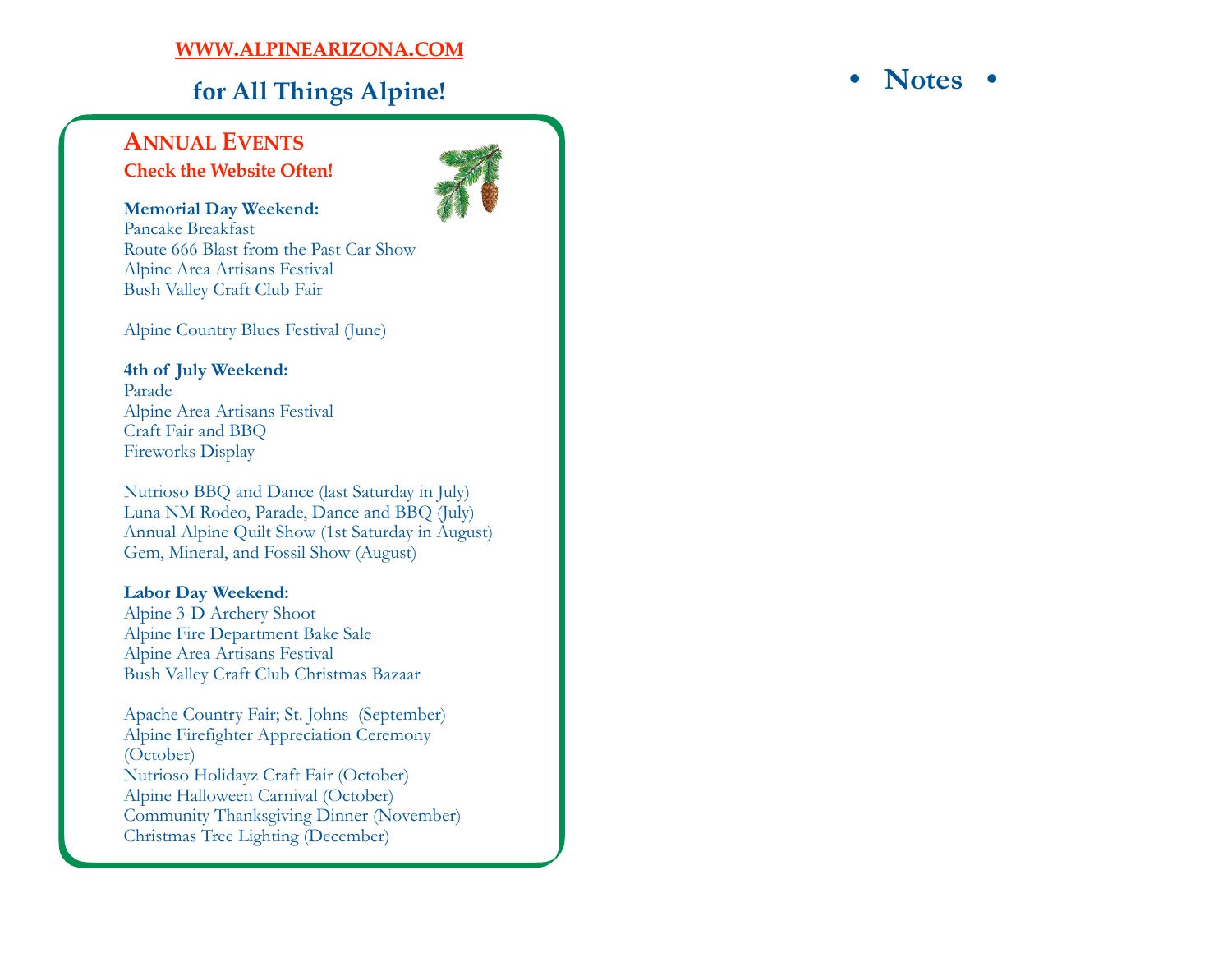**WWW.ALPINEARIZONA.COM**

## for All Things Alpine!

### ANNUAL EVENTS

**Check the Website Often!**

**Memorial Day Weekend:**
Pancake Breakfast
Route 666 Blast from the Past Car Show
Alpine Area Artisans Festival
Bush Valley Craft Club Fair

Alpine Country Blues Festival (June)

**4th of July Weekend:**
Parade
Alpine Area Artisans Festival
Craft Fair and BBQ
Fireworks Display

Nutrioso BBQ and Dance (last Saturday in July)
Luna NM Rodeo, Parade, Dance and BBQ (July)
Annual Alpine Quilt Show (1st Saturday in August)
Gem, Mineral, and Fossil Show (August)

**Labor Day Weekend:**
Alpine 3-D Archery Shoot
Alpine Fire Department Bake Sale
Alpine Area Artisans Festival
Bush Valley Craft Club Christmas Bazaar

Apache Country Fair; St. Johns (September)
Alpine Firefighter Appreciation Ceremony (October)
Nutrioso Holidayz Craft Fair (October)
Alpine Halloween Carnival (October)
Community Thanksgiving Dinner (November)
Christmas Tree Lighting (December)

## • Notes •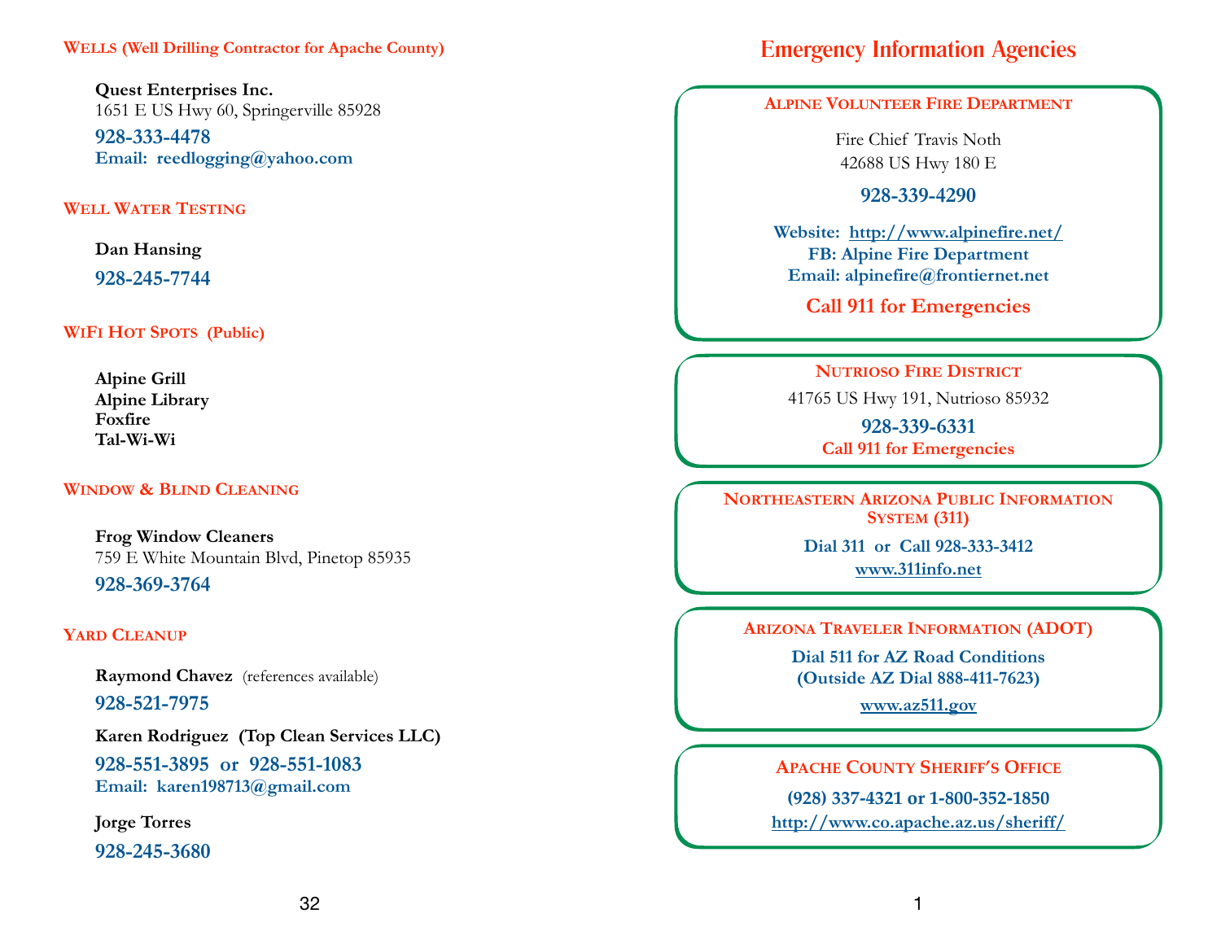## Wells (Well Drilling Contractor for Apache County)

**Quest Enterprises Inc.**
1651 E US Hwy 60, Springerville 85928
**928-333-4478**
**Email: reedlogging@yahoo.com**

## Well Water Testing

**Dan Hansing**
**928-245-7744**

## WiFi Hot Spots (Public)

**Alpine Grill**
**Alpine Library**
**Foxfire**
**Tal-Wi-Wi**

## Window & Blind Cleaning

**Frog Window Cleaners**
759 E White Mountain Blvd, Pinetop 85935
**928-369-3764**

## Yard Cleanup

**Raymond Chavez** (references available)
**928-521-7975**

**Karen Rodriguez (Top Clean Services LLC)**
**928-551-3895 or 928-551-1083**
**Email: karen198713@gmail.com**

**Jorge Torres**
**928-245-3680**

# Emergency Information Agencies

## Alpine Volunteer Fire Department

Fire Chief Travis Noth
42688 US Hwy 180 E
**928-339-4290**

**Website: http://www.alpinefire.net/**
**FB: Alpine Fire Department**
**Email: alpinefire@frontiernet.net**

**Call 911 for Emergencies**

## Nutrioso Fire District

41765 US Hwy 191, Nutrioso 85932
**928-339-6331**
**Call 911 for Emergencies**

## Northeastern Arizona Public Information System (311)

**Dial 311 or Call 928-333-3412**
**www.311info.net**

## Arizona Traveler Information (ADOT)

**Dial 511 for AZ Road Conditions**
**(Outside AZ Dial 888-411-7623)**
**www.az511.gov**

## Apache County Sheriff's Office

**(928) 337-4321 or 1-800-352-1850**
**http://www.co.apache.az.us/sheriff/**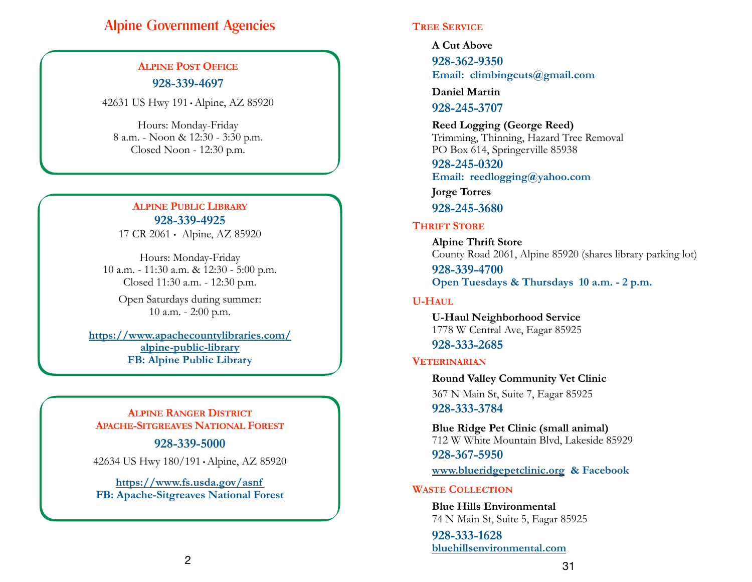# Alpine Government Agencies

### Alpine Post Office

**928-339-4697**

42631 US Hwy 191 • Alpine, AZ 85920

Hours: Monday-Friday
8 a.m. - Noon & 12:30 - 3:30 p.m.
Closed Noon - 12:30 p.m.

### Alpine Public Library

**928-339-4925**

17 CR 2061 • Alpine, AZ 85920

Hours: Monday-Friday
10 a.m. - 11:30 a.m. & 12:30 - 5:00 p.m.
Closed 11:30 a.m. - 12:30 p.m.

Open Saturdays during summer:
10 a.m. - 2:00 p.m.

**https://www.apachecountylibraries.com/alpine-public-library**
**FB: Alpine Public Library**

### Alpine Ranger District
### Apache-Sitgreaves National Forest

**928-339-5000**

42634 US Hwy 180/191 • Alpine, AZ 85920

**https://www.fs.usda.gov/asnf**
**FB: Apache-Sitgreaves National Forest**

## Tree Service

**A Cut Above**
**928-362-9350**
**Email: climbingcuts@gmail.com**

**Daniel Martin**
**928-245-3707**

**Reed Logging (George Reed)**
Trimming, Thinning, Hazard Tree Removal
PO Box 614, Springerville 85938
**928-245-0320**
**Email: reedlogging@yahoo.com**

**Jorge Torres**
**928-245-3680**

## Thrift Store

**Alpine Thrift Store**
County Road 2061, Alpine 85920 (shares library parking lot)
**928-339-4700**
**Open Tuesdays & Thursdays 10 a.m. - 2 p.m.**

## U-Haul

**U-Haul Neighborhood Service**
1778 W Central Ave, Eagar 85925
**928-333-2685**

## Veterinarian

**Round Valley Community Vet Clinic**
367 N Main St, Suite 7, Eagar 85925
**928-333-3784**

**Blue Ridge Pet Clinic (small animal)**
712 W White Mountain Blvd, Lakeside 85929
**928-367-5950**
**www.blueridgepetclinic.org & Facebook**

## Waste Collection

**Blue Hills Environmental**
74 N Main St, Suite 5, Eagar 85925
**928-333-1628**
**bluehillsenvironmental.com**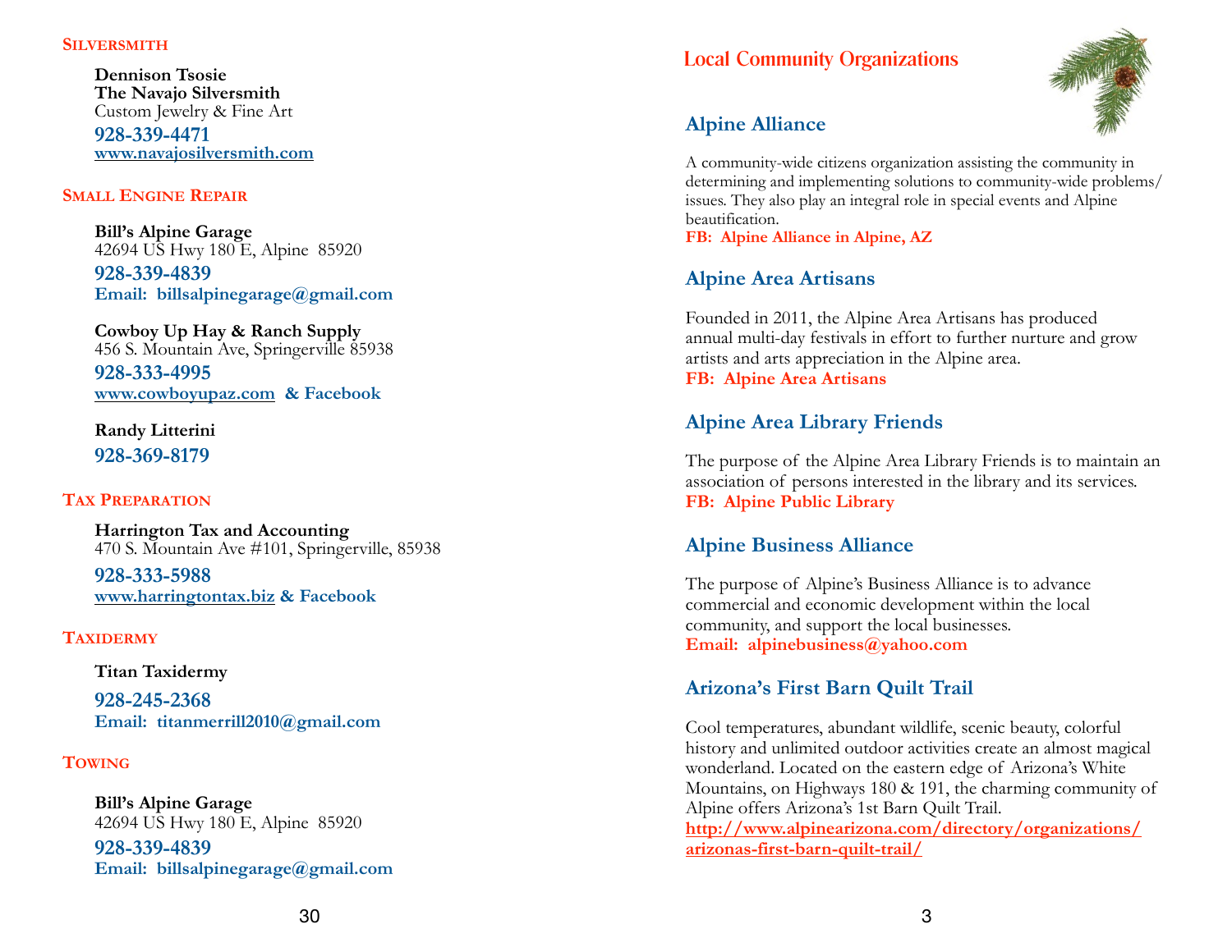## Silversmith

**Dennison Tsosie**
**The Navajo Silversmith**
Custom Jewelry & Fine Art
**928-339-4471**
**www.navajosilversmith.com**

## Small Engine Repair

**Bill's Alpine Garage**
42694 US Hwy 180 E, Alpine 85920
**928-339-4839**
**Email: billsalpinegarage@gmail.com**

**Cowboy Up Hay & Ranch Supply**
456 S. Mountain Ave, Springerville 85938
**928-333-4995**
**www.cowboyupaz.com & Facebook**

**Randy Litterini**
**928-369-8179**

## Tax Preparation

**Harrington Tax and Accounting**
470 S. Mountain Ave #101, Springerville, 85938
**928-333-5988**
**www.harringtontax.biz & Facebook**

## Taxidermy

**Titan Taxidermy**
**928-245-2368**
**Email: titanmerrill2010@gmail.com**

## Towing

**Bill's Alpine Garage**
42694 US Hwy 180 E, Alpine 85920
**928-339-4839**
**Email: billsalpinegarage@gmail.com**

# Local Community Organizations

## Alpine Alliance

A community-wide citizens organization assisting the community in determining and implementing solutions to community-wide problems/ issues. They also play an integral role in special events and Alpine beautification.
**FB: Alpine Alliance in Alpine, AZ**

## Alpine Area Artisans

Founded in 2011, the Alpine Area Artisans has produced annual multi-day festivals in effort to further nurture and grow artists and arts appreciation in the Alpine area.
**FB: Alpine Area Artisans**

## Alpine Area Library Friends

The purpose of the Alpine Area Library Friends is to maintain an association of persons interested in the library and its services.
**FB: Alpine Public Library**

## Alpine Business Alliance

The purpose of Alpine's Business Alliance is to advance commercial and economic development within the local community, and support the local businesses.
**Email: alpinebusiness@yahoo.com**

## Arizona's First Barn Quilt Trail

Cool temperatures, abundant wildlife, scenic beauty, colorful history and unlimited outdoor activities create an almost magical wonderland. Located on the eastern edge of Arizona's White Mountains, on Highways 180 & 191, the charming community of Alpine offers Arizona's 1st Barn Quilt Trail.
**http://www.alpinearizona.com/directory/organizations/arizonas-first-barn-quilt-trail/**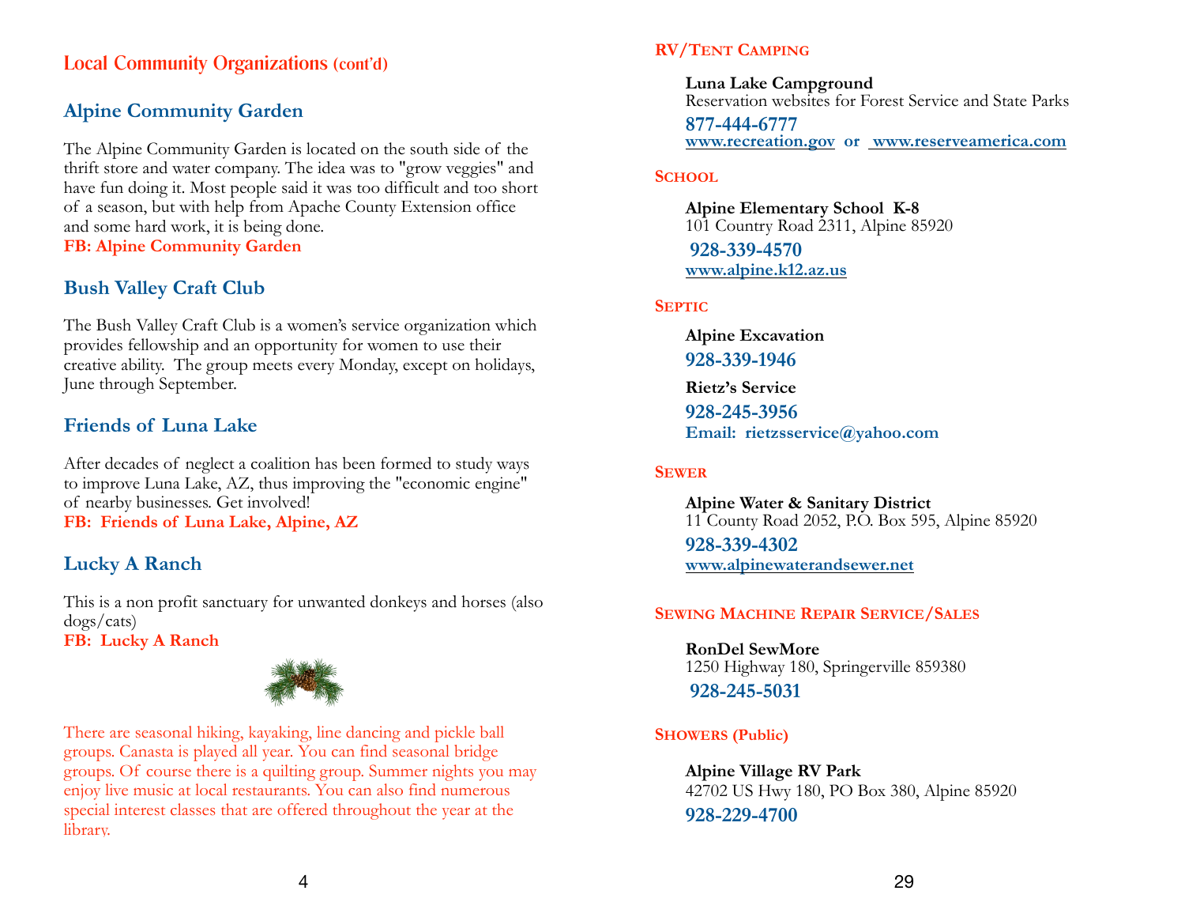## Local Community Organizations (cont'd)

### Alpine Community Garden

The Alpine Community Garden is located on the south side of the thrift store and water company. The idea was to "grow veggies" and have fun doing it. Most people said it was too difficult and too short of a season, but with help from Apache County Extension office and some hard work, it is being done.
**FB: Alpine Community Garden**

### Bush Valley Craft Club

The Bush Valley Craft Club is a women's service organization which provides fellowship and an opportunity for women to use their creative ability. The group meets every Monday, except on holidays, June through September.

### Friends of Luna Lake

After decades of neglect a coalition has been formed to study ways to improve Luna Lake, AZ, thus improving the "economic engine" of nearby businesses. Get involved!
**FB: Friends of Luna Lake, Alpine, AZ**

### Lucky A Ranch

This is a non profit sanctuary for unwanted donkeys and horses (also dogs/cats)
**FB: Lucky A Ranch**

There are seasonal hiking, kayaking, line dancing and pickle ball groups. Canasta is played all year. You can find seasonal bridge groups. Of course there is a quilting group. Summer nights you may enjoy live music at local restaurants. You can also find numerous special interest classes that are offered throughout the year at the library.

## RV/Tent Camping

**Luna Lake Campground**
Reservation websites for Forest Service and State Parks
**877-444-6777**
**www.recreation.gov or www.reserveamerica.com**

## School

**Alpine Elementary School K-8**
101 Country Road 2311, Alpine 85920
**928-339-4570**
**www.alpine.k12.az.us**

## Septic

**Alpine Excavation**
**928-339-1946**

**Rietz's Service**
**928-245-3956**
**Email: rietzsservice@yahoo.com**

## Sewer

**Alpine Water & Sanitary District**
11 County Road 2052, P.O. Box 595, Alpine 85920
**928-339-4302**
**www.alpinewaterandsewer.net**

## Sewing Machine Repair Service/Sales

**RonDel SewMore**
1250 Highway 180, Springerville 859380
**928-245-5031**

## Showers (Public)

**Alpine Village RV Park**
42702 US Hwy 180, PO Box 380, Alpine 85920
**928-229-4700**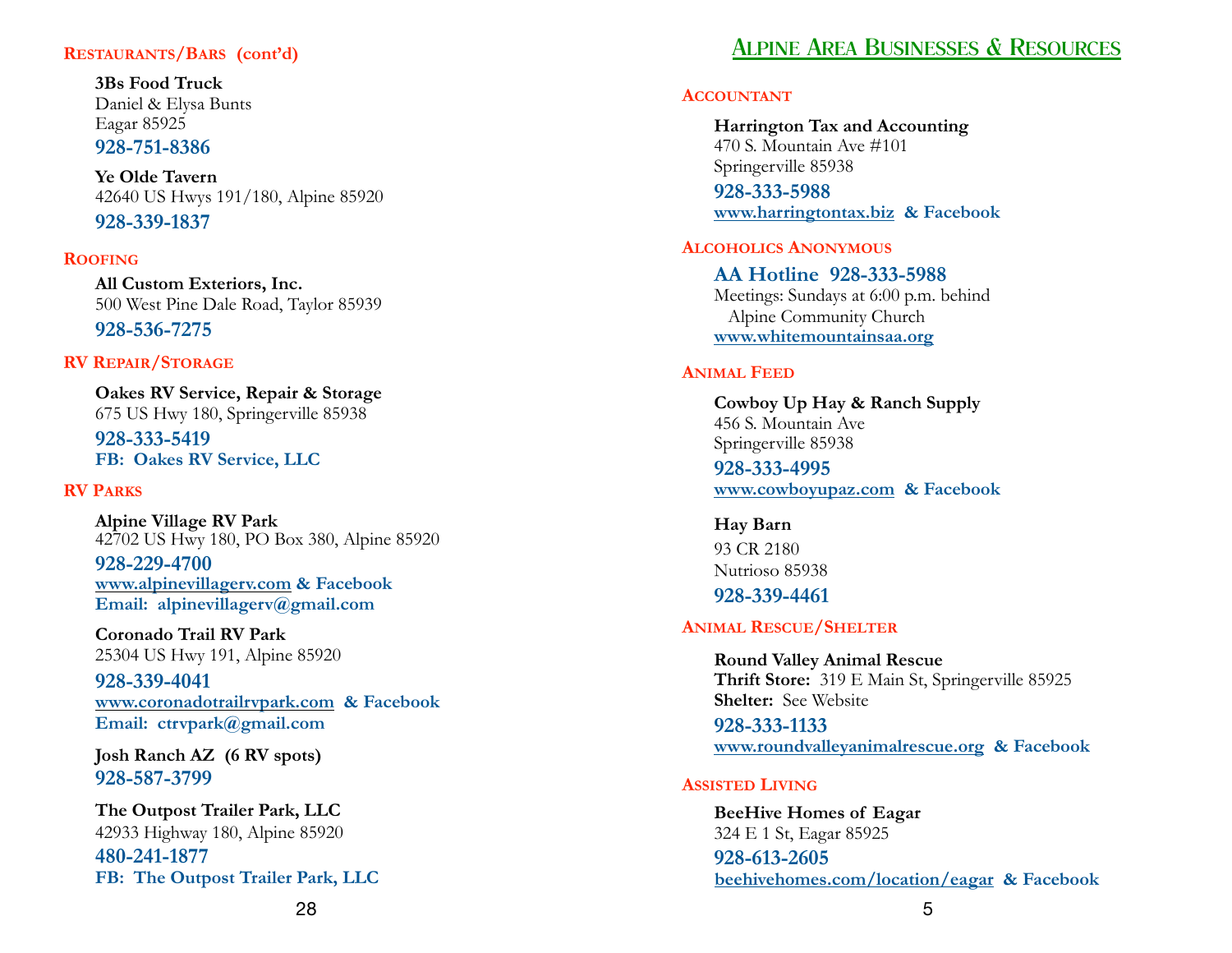### Restaurants/Bars (cont'd)

**3Bs Food Truck**
Daniel & Elysa Bunts
Eagar 85925
**928-751-8386**

**Ye Olde Tavern**
42640 US Hwys 191/180, Alpine 85920
**928-339-1837**

### Roofing

**All Custom Exteriors, Inc.**
500 West Pine Dale Road, Taylor 85939
**928-536-7275**

### RV Repair/Storage

**Oakes RV Service, Repair & Storage**
675 US Hwy 180, Springerville 85938
**928-333-5419**
**FB: Oakes RV Service, LLC**

### RV Parks

**Alpine Village RV Park**
42702 US Hwy 180, PO Box 380, Alpine 85920
**928-229-4700**
**www.alpinevillagerv.com & Facebook**
**Email: alpinevillagerv@gmail.com**

**Coronado Trail RV Park**
25304 US Hwy 191, Alpine 85920
**928-339-4041**
**www.coronadotrailrvpark.com & Facebook**
**Email: ctrvpark@gmail.com**

**Josh Ranch AZ (6 RV spots)**
**928-587-3799**

**The Outpost Trailer Park, LLC**
42933 Highway 180, Alpine 85920
**480-241-1877**
**FB: The Outpost Trailer Park, LLC**

## Alpine Area Businesses & Resources

### Accountant

**Harrington Tax and Accounting**
470 S. Mountain Ave #101
Springerville 85938
**928-333-5988**
**www.harringtontax.biz & Facebook**

### Alcoholics Anonymous

**AA Hotline 928-333-5988**
Meetings: Sundays at 6:00 p.m. behind Alpine Community Church
**www.whitemountainsaa.org**

### Animal Feed

**Cowboy Up Hay & Ranch Supply**
456 S. Mountain Ave
Springerville 85938
**928-333-4995**
**www.cowboyupaz.com & Facebook**

**Hay Barn**
93 CR 2180
Nutrioso 85938
**928-339-4461**

### Animal Rescue/Shelter

**Round Valley Animal Rescue**
**Thrift Store:** 319 E Main St, Springerville 85925
**Shelter:** See Website
**928-333-1133**
**www.roundvalleyanimalrescue.org & Facebook**

### Assisted Living

**BeeHive Homes of Eagar**
324 E 1 St, Eagar 85925
**928-613-2605**
**beehivehomes.com/location/eagar & Facebook**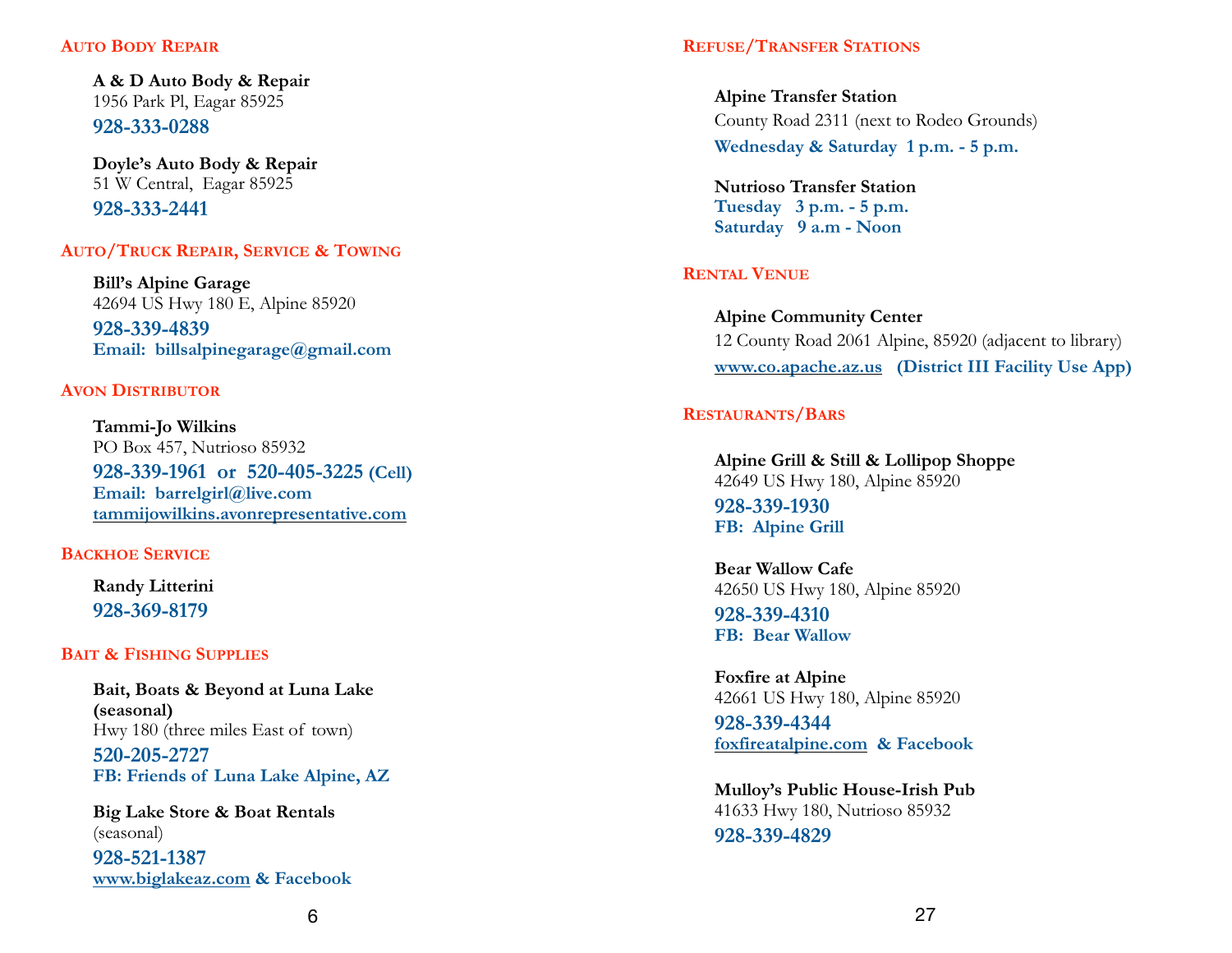## Auto Body Repair

**A & D Auto Body & Repair**
1956 Park Pl, Eagar 85925
**928-333-0288**

**Doyle's Auto Body & Repair**
51 W Central, Eagar 85925
**928-333-2441**

## Auto/Truck Repair, Service & Towing

**Bill's Alpine Garage**
42694 US Hwy 180 E, Alpine 85920
**928-339-4839**
**Email: billsalpinegarage@gmail.com**

## Avon Distributor

**Tammi-Jo Wilkins**
PO Box 457, Nutrioso 85932
**928-339-1961 or 520-405-3225 (Cell)**
**Email: barrelgirl@live.com**
**tammijowilkins.avonrepresentative.com**

## Backhoe Service

**Randy Litterini**
**928-369-8179**

## Bait & Fishing Supplies

**Bait, Boats & Beyond at Luna Lake (seasonal)**
Hwy 180 (three miles East of town)
**520-205-2727**
**FB: Friends of Luna Lake Alpine, AZ**

**Big Lake Store & Boat Rentals**
(seasonal)
**928-521-1387**
**www.biglakeaz.com & Facebook**

## Refuse/Transfer Stations

**Alpine Transfer Station**
County Road 2311 (next to Rodeo Grounds)
**Wednesday & Saturday 1 p.m. - 5 p.m.**

**Nutrioso Transfer Station**
**Tuesday 3 p.m. - 5 p.m.**
**Saturday 9 a.m - Noon**

## Rental Venue

**Alpine Community Center**
12 County Road 2061 Alpine, 85920 (adjacent to library)
**www.co.apache.az.us (District III Facility Use App)**

## Restaurants/Bars

**Alpine Grill & Still & Lollipop Shoppe**
42649 US Hwy 180, Alpine 85920
**928-339-1930**
**FB: Alpine Grill**

**Bear Wallow Cafe**
42650 US Hwy 180, Alpine 85920
**928-339-4310**
**FB: Bear Wallow**

**Foxfire at Alpine**
42661 US Hwy 180, Alpine 85920
**928-339-4344**
**foxfireatalpine.com & Facebook**

**Mulloy's Public House-Irish Pub**
41633 Hwy 180, Nutrioso 85932
**928-339-4829**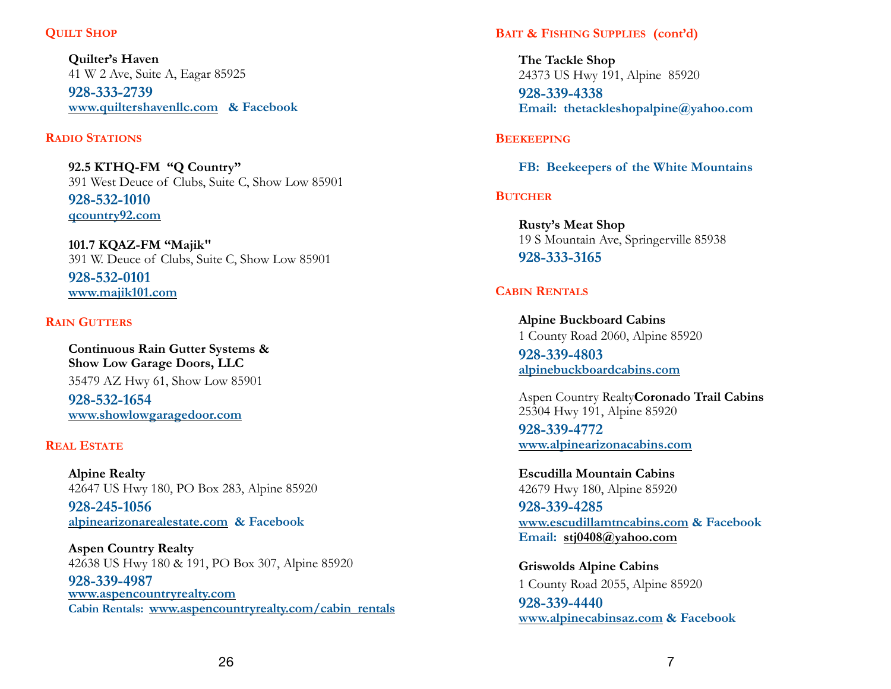## Quilt Shop

**Quilter's Haven**
41 W 2 Ave, Suite A, Eagar 85925
**928-333-2739**
**www.quiltershavenllc.com & Facebook**

## Radio Stations

**92.5 KTHQ-FM "Q Country"**
391 West Deuce of Clubs, Suite C, Show Low 85901
**928-532-1010**
**qcountry92.com**

**101.7 KQAZ-FM "Majik"**
391 W. Deuce of Clubs, Suite C, Show Low 85901
**928-532-0101**
**www.majik101.com**

## Rain Gutters

**Continuous Rain Gutter Systems & Show Low Garage Doors, LLC**
35479 AZ Hwy 61, Show Low 85901
**928-532-1654**
**www.showlowgaragedoor.com**

## Real Estate

**Alpine Realty**
42647 US Hwy 180, PO Box 283, Alpine 85920
**928-245-1056**
**alpinearizonarealestate.com & Facebook**

**Aspen Country Realty**
42638 US Hwy 180 & 191, PO Box 307, Alpine 85920
**928-339-4987**
**www.aspencountryrealty.com**
**Cabin Rentals: www.aspencountryrealty.com/cabin_rentals**

## Bait & Fishing Supplies (cont'd)

**The Tackle Shop**
24373 US Hwy 191, Alpine 85920
**928-339-4338**
**Email: thetackleshopalpine@yahoo.com**

## Beekeeping

**FB: Beekeepers of the White Mountains**

## Butcher

**Rusty's Meat Shop**
19 S Mountain Ave, Springerville 85938
**928-333-3165**

## Cabin Rentals

**Alpine Buckboard Cabins**
1 County Road 2060, Alpine 85920
**928-339-4803**
**alpinebuckboardcabins.com**

Aspen Country Realty**Coronado Trail Cabins**
25304 Hwy 191, Alpine 85920
**928-339-4772**
**www.alpinearizonacabins.com**

**Escudilla Mountain Cabins**
42679 Hwy 180, Alpine 85920
**928-339-4285**
**www.escudillamtncabins.com & Facebook**
**Email: stj0408@yahoo.com**

**Griswolds Alpine Cabins**
1 County Road 2055, Alpine 85920
**928-339-4440**
**www.alpinecabinsaz.com & Facebook**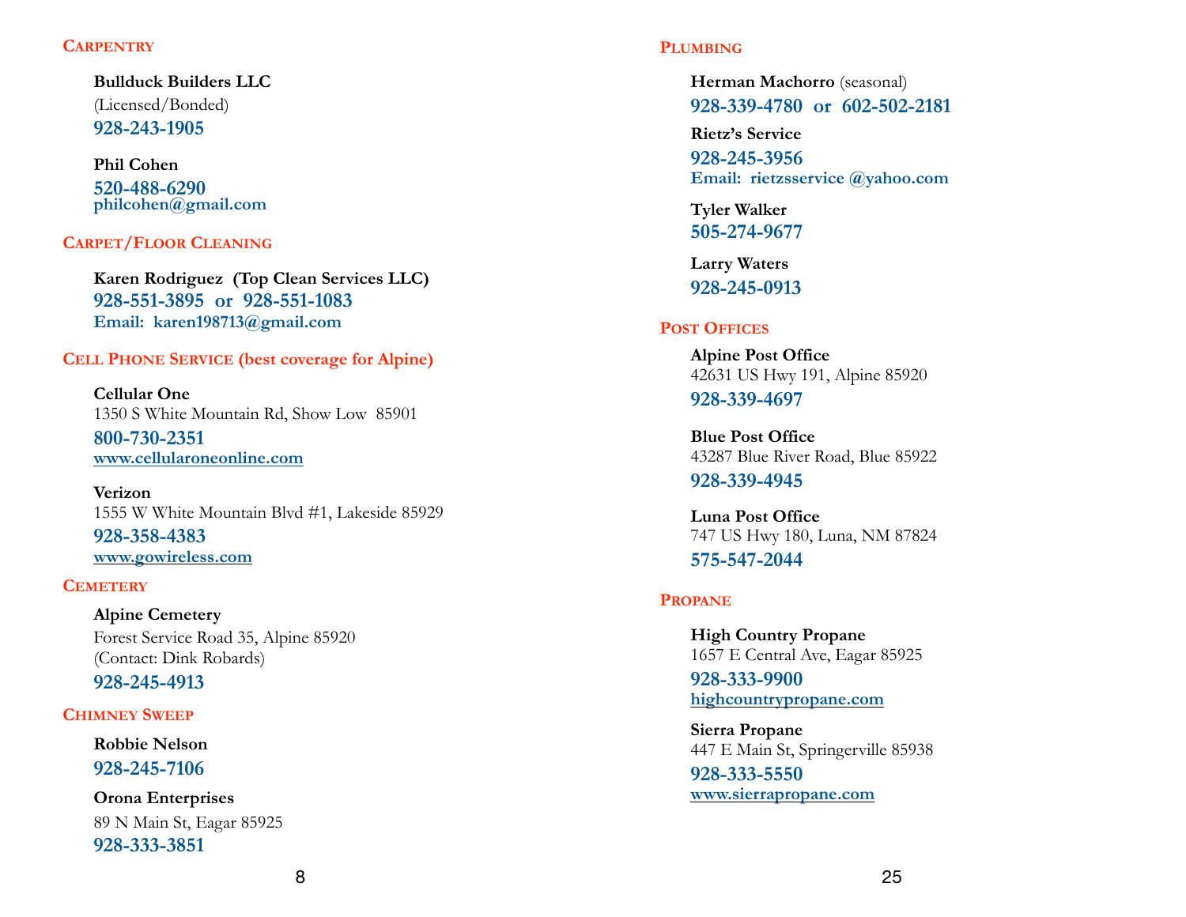## Carpentry

**Bullduck Builders LLC**
(Licensed/Bonded)
**928-243-1905**

**Phil Cohen**
**520-488-6290**
**philcohen@gmail.com**

## Carpet/Floor Cleaning

**Karen Rodriguez (Top Clean Services LLC)**
**928-551-3895 or 928-551-1083**
**Email: karen198713@gmail.com**

## Cell Phone Service (best coverage for Alpine)

**Cellular One**
1350 S White Mountain Rd, Show Low 85901
**800-730-2351**
**www.cellularoneonline.com**

**Verizon**
1555 W White Mountain Blvd #1, Lakeside 85929
**928-358-4383**
**www.gowireless.com**

## Cemetery

**Alpine Cemetery**
Forest Service Road 35, Alpine 85920
(Contact: Dink Robards)
**928-245-4913**

## Chimney Sweep

**Robbie Nelson**
**928-245-7106**

**Orona Enterprises**
89 N Main St, Eagar 85925
**928-333-3851**

## Plumbing

**Herman Machorro** (seasonal)
**928-339-4780 or 602-502-2181**

**Rietz's Service**
**928-245-3956**
**Email: rietzsservice @yahoo.com**

**Tyler Walker**
**505-274-9677**

**Larry Waters**
**928-245-0913**

## Post Offices

**Alpine Post Office**
42631 US Hwy 191, Alpine 85920
**928-339-4697**

**Blue Post Office**
43287 Blue River Road, Blue 85922
**928-339-4945**

**Luna Post Office**
747 US Hwy 180, Luna, NM 87824
**575-547-2044**

## Propane

**High Country Propane**
1657 E Central Ave, Eagar 85925
**928-333-9900**
**highcountrypropane.com**

**Sierra Propane**
447 E Main St, Springerville 85938
**928-333-5550**
**www.sierrapropane.com**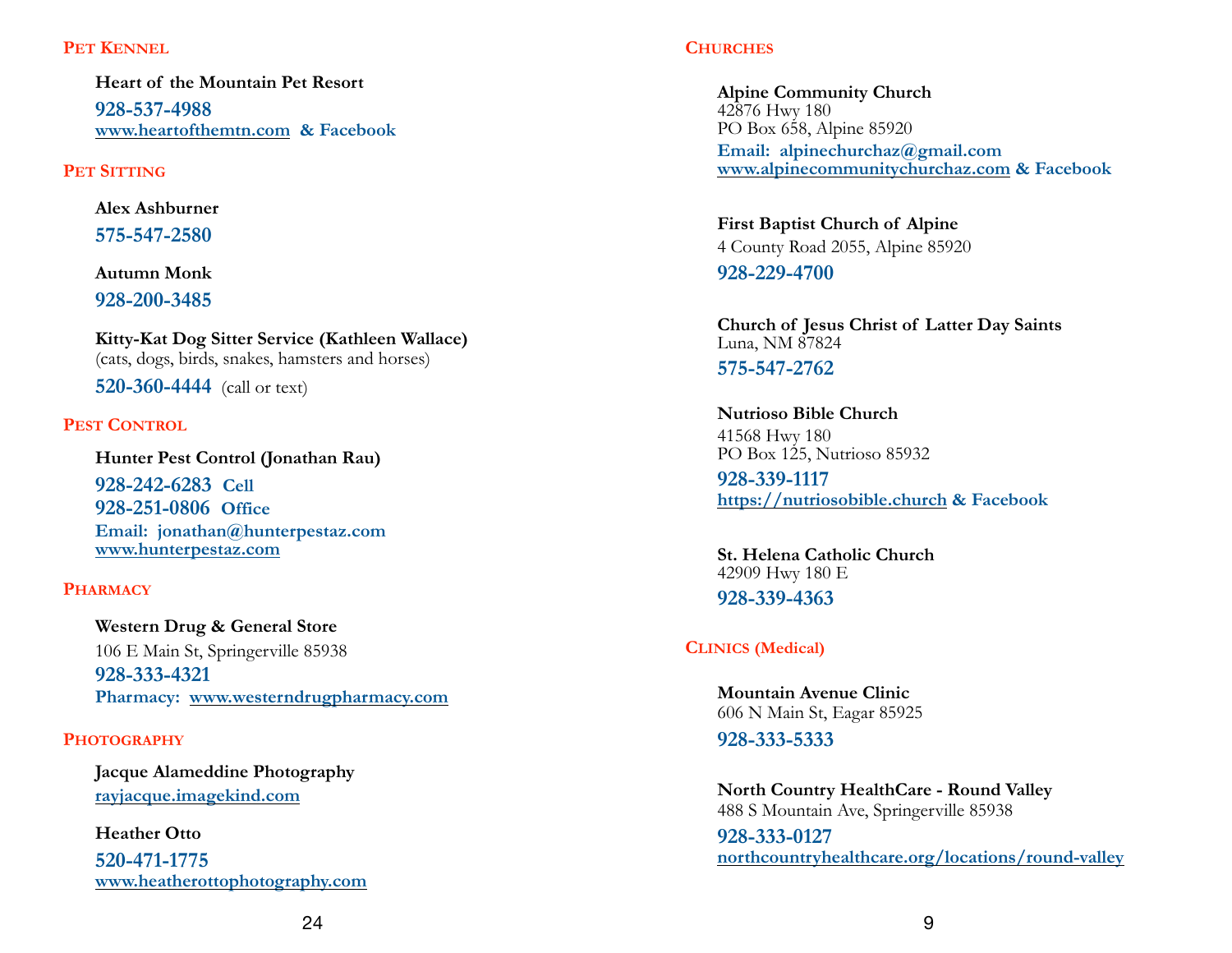## Pet Kennel

**Heart of the Mountain Pet Resort**

**928-537-4988**
**www.heartofthemtn.com & Facebook**

## Pet Sitting

**Alex Ashburner**

**575-547-2580**

**Autumn Monk**

**928-200-3485**

**Kitty-Kat Dog Sitter Service (Kathleen Wallace)**
(cats, dogs, birds, snakes, hamsters and horses)

**520-360-4444** (call or text)

## Pest Control

**Hunter Pest Control (Jonathan Rau)**

**928-242-6283 Cell**
**928-251-0806 Office**
**Email: jonathan@hunterpestaz.com**
**www.hunterpestaz.com**

## Pharmacy

**Western Drug & General Store**
106 E Main St, Springerville 85938
**928-333-4321**
**Pharmacy: www.westerndrugpharmacy.com**

## Photography

**Jacque Alameddine Photography**
**rayjacque.imagekind.com**

**Heather Otto**
**520-471-1775**
**www.heatherottophotography.com**

## Churches

**Alpine Community Church**
42876 Hwy 180
PO Box 658, Alpine 85920
**Email: alpinechurchaz@gmail.com**
**www.alpinecommunitychurchaz.com & Facebook**

**First Baptist Church of Alpine**
4 County Road 2055, Alpine 85920
**928-229-4700**

**Church of Jesus Christ of Latter Day Saints**
Luna, NM 87824
**575-547-2762**

**Nutrioso Bible Church**
41568 Hwy 180
PO Box 125, Nutrioso 85932
**928-339-1117**
**https://nutriosobible.church & Facebook**

**St. Helena Catholic Church**
42909 Hwy 180 E
**928-339-4363**

## Clinics (Medical)

**Mountain Avenue Clinic**
606 N Main St, Eagar 85925
**928-333-5333**

**North Country HealthCare - Round Valley**
488 S Mountain Ave, Springerville 85938
**928-333-0127**
**northcountryhealthcare.org/locations/round-valley**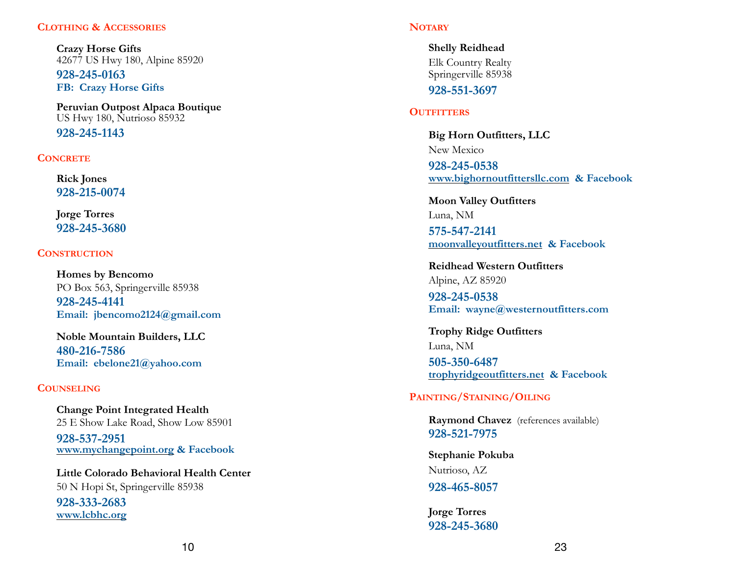## Clothing & Accessories

**Crazy Horse Gifts**
42677 US Hwy 180, Alpine 85920
**928-245-0163**
**FB: Crazy Horse Gifts**

**Peruvian Outpost Alpaca Boutique**
US Hwy 180, Nutrioso 85932
**928-245-1143**

## Concrete

**Rick Jones**
**928-215-0074**

**Jorge Torres**
**928-245-3680**

## Construction

**Homes by Bencomo**
PO Box 563, Springerville 85938
**928-245-4141**
**Email: jbencomo2124@gmail.com**

**Noble Mountain Builders, LLC**
**480-216-7586**
**Email: ebelone21@yahoo.com**

## Counseling

**Change Point Integrated Health**
25 E Show Lake Road, Show Low 85901
**928-537-2951**
**www.mychangepoint.org & Facebook**

**Little Colorado Behavioral Health Center**
50 N Hopi St, Springerville 85938
**928-333-2683**
**www.lcbhc.org**

## Notary

**Shelly Reidhead**
Elk Country Realty
Springerville 85938
**928-551-3697**

## Outfitters

**Big Horn Outfitters, LLC**
New Mexico
**928-245-0538**
**www.bighornoutfittersllc.com & Facebook**

**Moon Valley Outfitters**
Luna, NM
**575-547-2141**
**moonvalleyoutfitters.net & Facebook**

**Reidhead Western Outfitters**
Alpine, AZ 85920
**928-245-0538**
**Email: wayne@westernoutfitters.com**

**Trophy Ridge Outfitters**
Luna, NM
**505-350-6487**
**trophyridgeoutfitters.net & Facebook**

## Painting/Staining/Oiling

**Raymond Chavez** (references available)
**928-521-7975**

**Stephanie Pokuba**
Nutrioso, AZ
**928-465-8057**

**Jorge Torres**
**928-245-3680**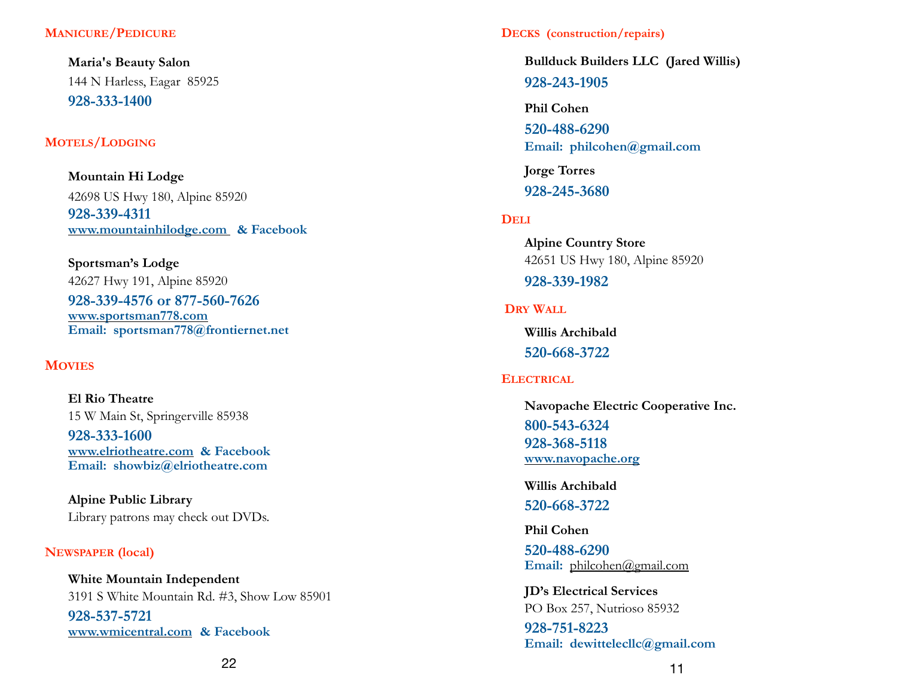## Manicure/Pedicure

**Maria's Beauty Salon**
144 N Harless, Eagar 85925
**928-333-1400**

## Motels/Lodging

**Mountain Hi Lodge**
42698 US Hwy 180, Alpine 85920
**928-339-4311**
**www.mountainhilodge.com & Facebook**

**Sportsman's Lodge**
42627 Hwy 191, Alpine 85920
**928-339-4576 or 877-560-7626**
**www.sportsman778.com**
**Email: sportsman778@frontiernet.net**

## Movies

**El Rio Theatre**
15 W Main St, Springerville 85938
**928-333-1600**
**www.elriotheatre.com & Facebook**
**Email: showbiz@elriotheatre.com**

**Alpine Public Library**
Library patrons may check out DVDs.

## Newspaper (local)

**White Mountain Independent**
3191 S White Mountain Rd. #3, Show Low 85901
**928-537-5721**
**www.wmicentral.com & Facebook**

## Decks (construction/repairs)

**Bullduck Builders LLC (Jared Willis)**
**928-243-1905**

**Phil Cohen**
**520-488-6290**
**Email: philcohen@gmail.com**

**Jorge Torres**
**928-245-3680**

## Deli

**Alpine Country Store**
42651 US Hwy 180, Alpine 85920
**928-339-1982**

## Dry Wall

**Willis Archibald**
**520-668-3722**

## Electrical

**Navopache Electric Cooperative Inc.**
**800-543-6324**
**928-368-5118**
**www.navopache.org**

**Willis Archibald**
**520-668-3722**

**Phil Cohen**
**520-488-6290**
**Email:** philcohen@gmail.com

**JD's Electrical Services**
PO Box 257, Nutrioso 85932
**928-751-8223**
**Email: dewittelecllc@gmail.com**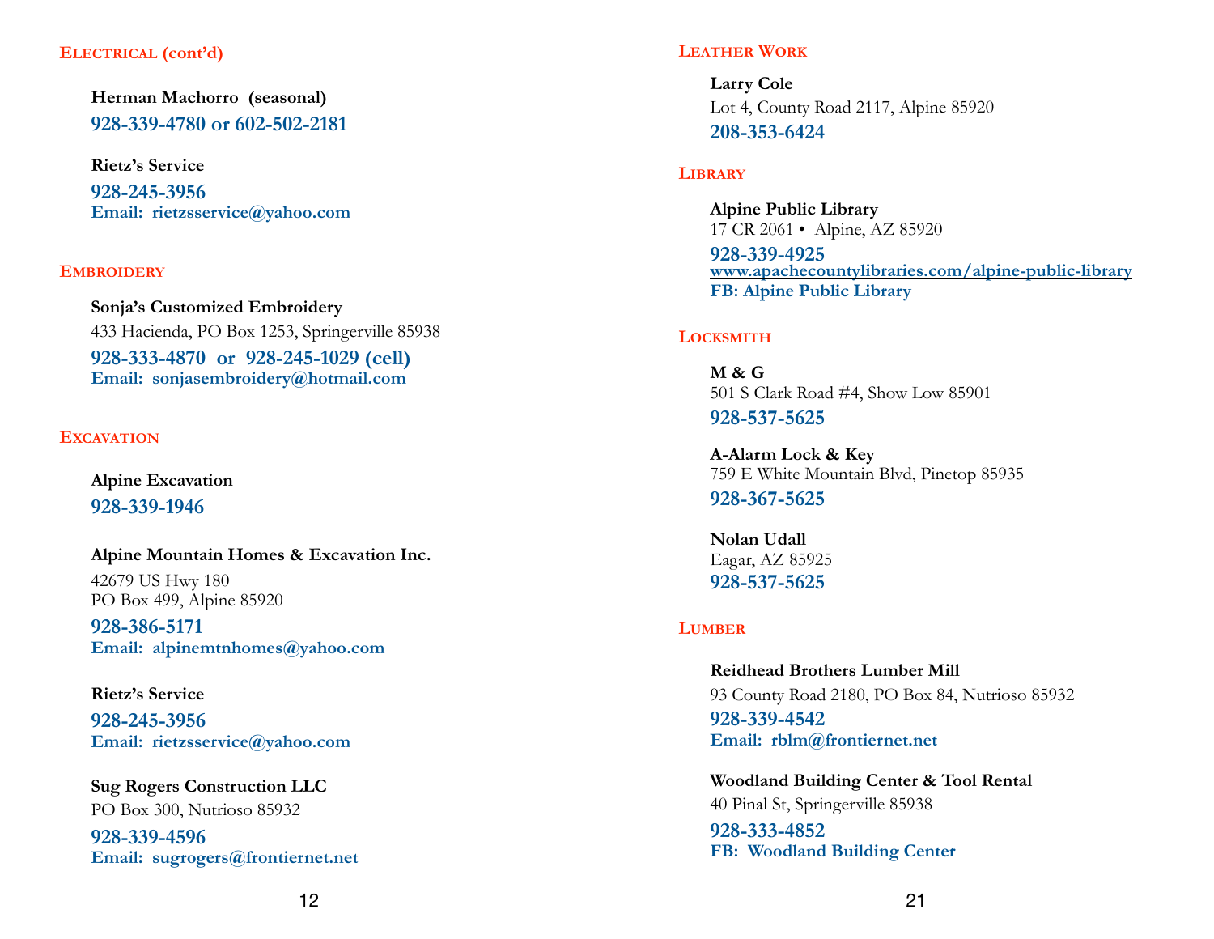## Electrical (cont'd)

**Herman Machorro (seasonal)**
**928-339-4780 or 602-502-2181**

**Rietz's Service**
**928-245-3956**
**Email: rietzsservice@yahoo.com**

## Embroidery

**Sonja's Customized Embroidery**
433 Hacienda, PO Box 1253, Springerville 85938
**928-333-4870 or 928-245-1029 (cell)**
**Email: sonjasembroidery@hotmail.com**

## Excavation

**Alpine Excavation**
**928-339-1946**

**Alpine Mountain Homes & Excavation Inc.**
42679 US Hwy 180
PO Box 499, Alpine 85920
**928-386-5171**
**Email: alpinemtnhomes@yahoo.com**

**Rietz's Service**
**928-245-3956**
**Email: rietzsservice@yahoo.com**

**Sug Rogers Construction LLC**
PO Box 300, Nutrioso 85932
**928-339-4596**
**Email: sugrogers@frontiernet.net**

## Leather Work

**Larry Cole**
Lot 4, County Road 2117, Alpine 85920
**208-353-6424**

## Library

**Alpine Public Library**
17 CR 2061 • Alpine, AZ 85920
**928-339-4925**
**www.apachecountylibraries.com/alpine-public-library**
**FB: Alpine Public Library**

## Locksmith

**M & G**
501 S Clark Road #4, Show Low 85901
**928-537-5625**

**A-Alarm Lock & Key**
759 E White Mountain Blvd, Pinetop 85935
**928-367-5625**

**Nolan Udall**
Eagar, AZ 85925
**928-537-5625**

## Lumber

**Reidhead Brothers Lumber Mill**
93 County Road 2180, PO Box 84, Nutrioso 85932
**928-339-4542**
**Email: rblm@frontiernet.net**

**Woodland Building Center & Tool Rental**
40 Pinal St, Springerville 85938
**928-333-4852**
**FB: Woodland Building Center**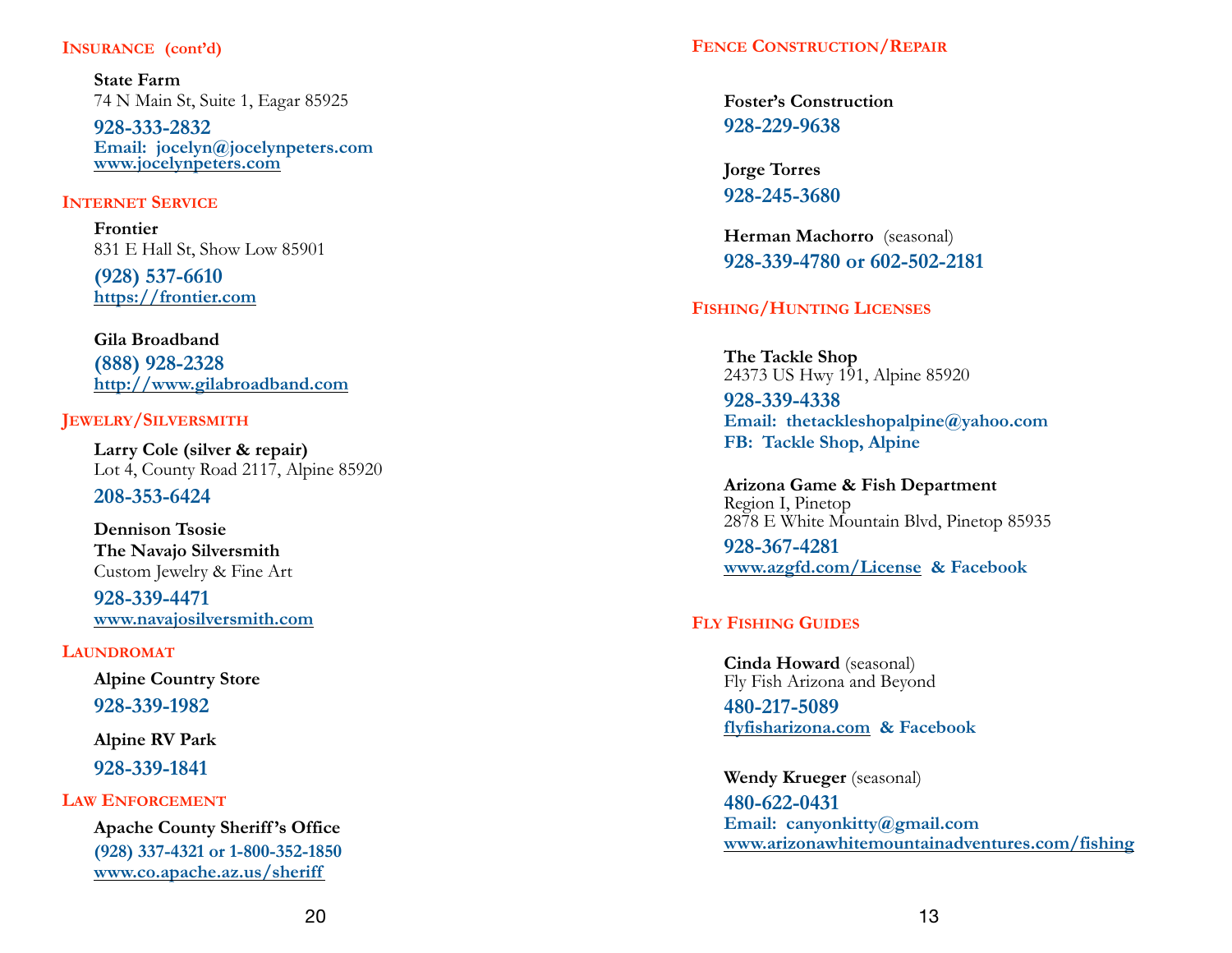## Insurance (cont'd)

**State Farm**
74 N Main St, Suite 1, Eagar 85925
**928-333-2832**
**Email: jocelyn@jocelynpeters.com**
**www.jocelynpeters.com**

## Internet Service

**Frontier**
831 E Hall St, Show Low 85901
**(928) 537-6610**
**https://frontier.com**

**Gila Broadband**
**(888) 928-2328**
**http://www.gilabroadband.com**

## Jewelry/Silversmith

**Larry Cole (silver & repair)**
Lot 4, County Road 2117, Alpine 85920
**208-353-6424**

**Dennison Tsosie**
**The Navajo Silversmith**
Custom Jewelry & Fine Art
**928-339-4471**
**www.navajosilversmith.com**

## Laundromat

**Alpine Country Store**
**928-339-1982**

**Alpine RV Park**
**928-339-1841**

## Law Enforcement

**Apache County Sheriff's Office**
**(928) 337-4321 or 1-800-352-1850**
**www.co.apache.az.us/sheriff**

## Fence Construction/Repair

**Foster's Construction**
**928-229-9638**

**Jorge Torres**
**928-245-3680**

**Herman Machorro** (seasonal)
**928-339-4780 or 602-502-2181**

## Fishing/Hunting Licenses

**The Tackle Shop**
24373 US Hwy 191, Alpine 85920
**928-339-4338**
**Email: thetackleshopalpine@yahoo.com**
**FB: Tackle Shop, Alpine**

**Arizona Game & Fish Department**
Region I, Pinetop
2878 E White Mountain Blvd, Pinetop 85935
**928-367-4281**
**www.azgfd.com/License & Facebook**

## Fly Fishing Guides

**Cinda Howard** (seasonal)
Fly Fish Arizona and Beyond
**480-217-5089**
**flyfisharizona.com & Facebook**

**Wendy Krueger** (seasonal)
**480-622-0431**
**Email: canyonkitty@gmail.com**
**www.arizonawhitemountainadventures.com/fishing**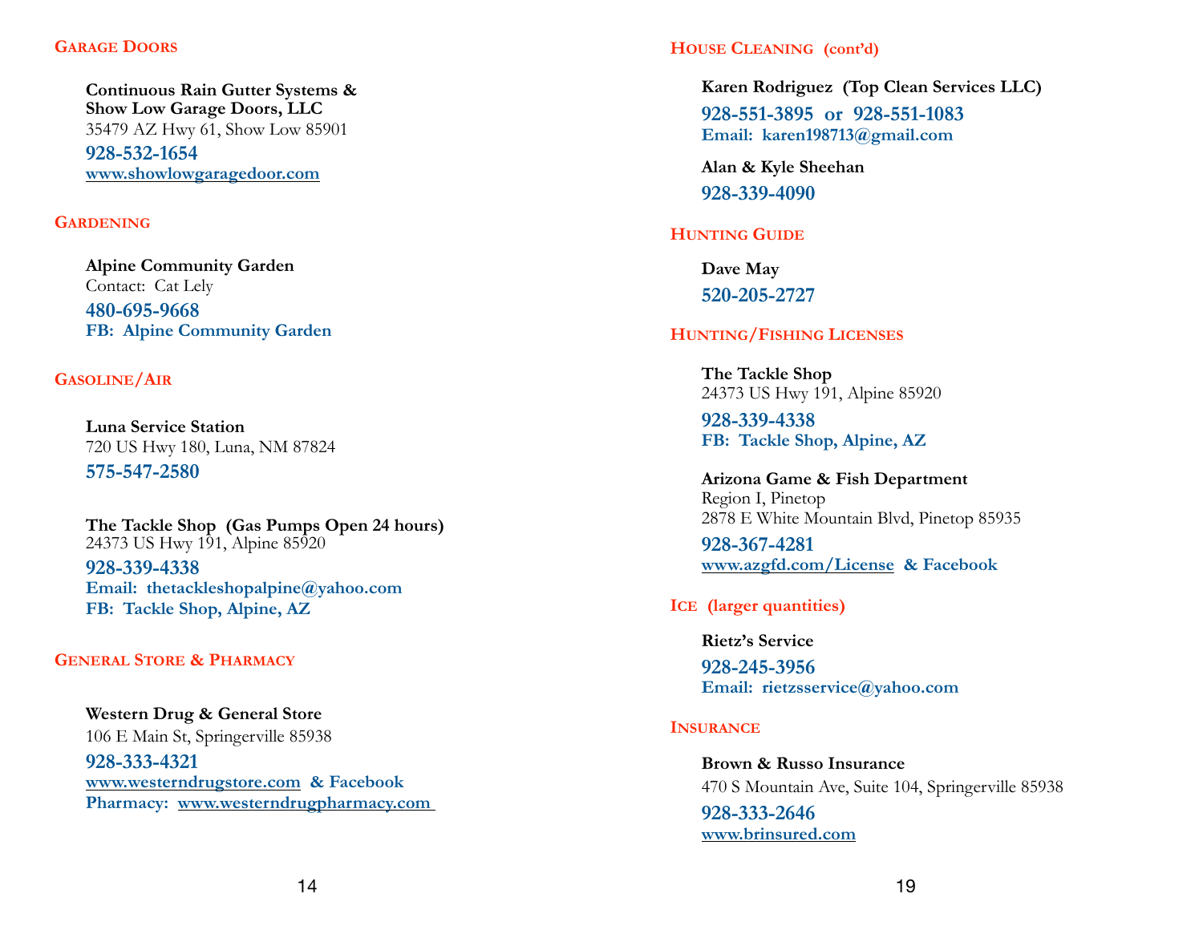## Garage Doors

**Continuous Rain Gutter Systems & Show Low Garage Doors, LLC**
35479 AZ Hwy 61, Show Low 85901
**928-532-1654**
**www.showlowgaragedoor.com**

## Gardening

**Alpine Community Garden**
Contact: Cat Lely
**480-695-9668**
**FB: Alpine Community Garden**

## Gasoline/Air

**Luna Service Station**
720 US Hwy 180, Luna, NM 87824
**575-547-2580**

**The Tackle Shop (Gas Pumps Open 24 hours)**
24373 US Hwy 191, Alpine 85920
**928-339-4338**
**Email: thetackleshopalpine@yahoo.com**
**FB: Tackle Shop, Alpine, AZ**

## General Store & Pharmacy

**Western Drug & General Store**
106 E Main St, Springerville 85938
**928-333-4321**
**www.westerndrugstore.com & Facebook**
**Pharmacy: www.westerndrugpharmacy.com**

## House Cleaning (cont'd)

**Karen Rodriguez (Top Clean Services LLC)**
**928-551-3895 or 928-551-1083**
**Email: karen198713@gmail.com**

**Alan & Kyle Sheehan**
**928-339-4090**

## Hunting Guide

**Dave May**
**520-205-2727**

## Hunting/Fishing Licenses

**The Tackle Shop**
24373 US Hwy 191, Alpine 85920
**928-339-4338**
**FB: Tackle Shop, Alpine, AZ**

**Arizona Game & Fish Department**
Region I, Pinetop
2878 E White Mountain Blvd, Pinetop 85935
**928-367-4281**
**www.azgfd.com/License & Facebook**

## Ice (larger quantities)

**Rietz's Service**
**928-245-3956**
**Email: rietzsservice@yahoo.com**

## Insurance

**Brown & Russo Insurance**
470 S Mountain Ave, Suite 104, Springerville 85938
**928-333-2646**
**www.brinsured.com**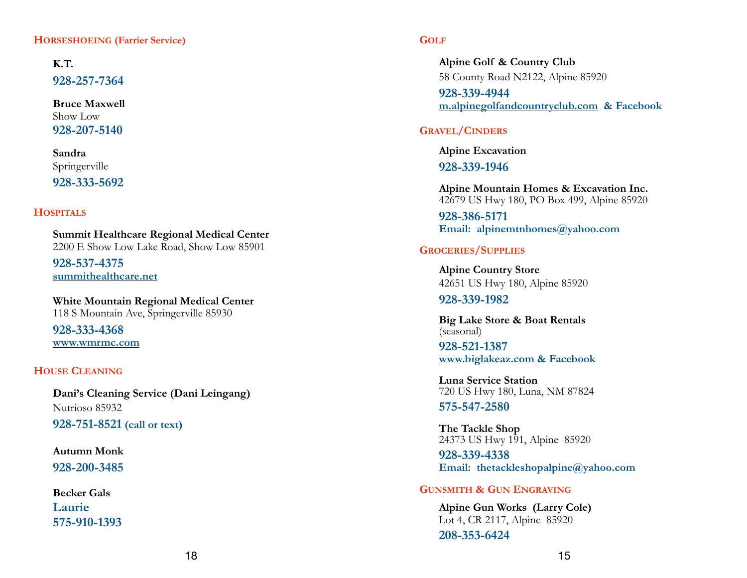## Horseshoeing (Farrier Service)

**K.T.**
**928-257-7364**

**Bruce Maxwell**
Show Low
**928-207-5140**

**Sandra**
Springerville
**928-333-5692**

## Hospitals

**Summit Healthcare Regional Medical Center**
2200 E Show Low Lake Road, Show Low 85901
**928-537-4375**
**summithealthcare.net**

**White Mountain Regional Medical Center**
118 S Mountain Ave, Springerville 85930
**928-333-4368**
**www.wmrmc.com**

## House Cleaning

**Dani's Cleaning Service (Dani Leingang)**
Nutrioso 85932
**928-751-8521 (call or text)**

**Autumn Monk**
**928-200-3485**

**Becker Gals**
**Laurie**
**575-910-1393**

## Golf

**Alpine Golf & Country Club**
58 County Road N2122, Alpine 85920
**928-339-4944**
**m.alpinegolfandcountryclub.com & Facebook**

## Gravel/Cinders

**Alpine Excavation**
**928-339-1946**

**Alpine Mountain Homes & Excavation Inc.**
42679 US Hwy 180, PO Box 499, Alpine 85920
**928-386-5171**
**Email: alpinemtnhomes@yahoo.com**

## Groceries/Supplies

**Alpine Country Store**
42651 US Hwy 180, Alpine 85920
**928-339-1982**

**Big Lake Store & Boat Rentals**
(seasonal)
**928-521-1387**
**www.biglakeaz.com & Facebook**

**Luna Service Station**
720 US Hwy 180, Luna, NM 87824
**575-547-2580**

**The Tackle Shop**
24373 US Hwy 191, Alpine 85920
**928-339-4338**
**Email: thetackleshopalpine@yahoo.com**

## Gunsmith & Gun Engraving

**Alpine Gun Works (Larry Cole)**
Lot 4, CR 2117, Alpine 85920
**208-353-6424**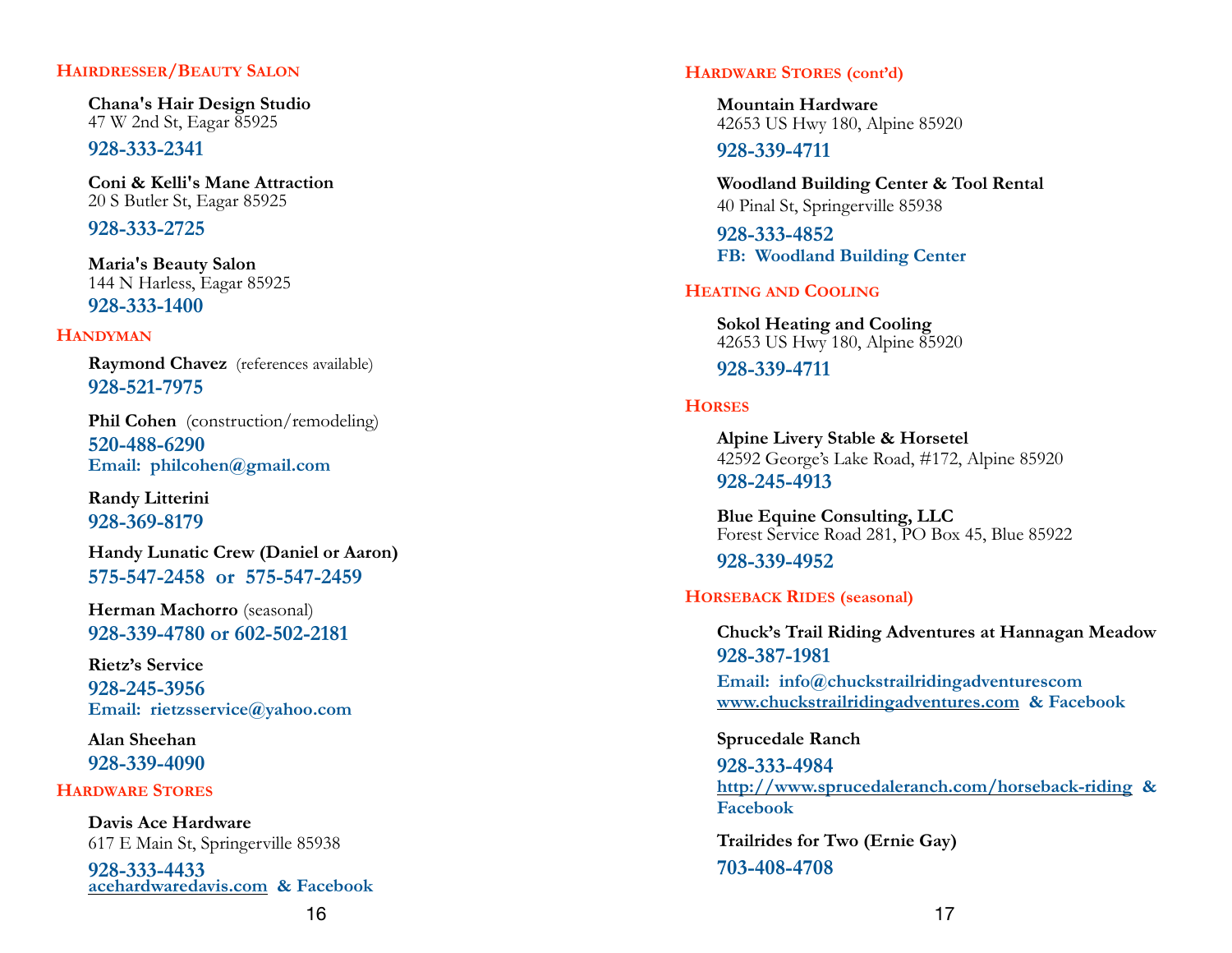## Hairdresser/Beauty Salon

**Chana's Hair Design Studio**
47 W 2nd St, Eagar 85925
**928-333-2341**

**Coni & Kelli's Mane Attraction**
20 S Butler St, Eagar 85925
**928-333-2725**

**Maria's Beauty Salon**
144 N Harless, Eagar 85925
**928-333-1400**

## Handyman

**Raymond Chavez** (references available)
**928-521-7975**

**Phil Cohen** (construction/remodeling)
**520-488-6290**
**Email: philcohen@gmail.com**

**Randy Litterini**
**928-369-8179**

**Handy Lunatic Crew (Daniel or Aaron)**
**575-547-2458 or 575-547-2459**

**Herman Machorro** (seasonal)
**928-339-4780 or 602-502-2181**

**Rietz's Service**
**928-245-3956**
**Email: rietzsservice@yahoo.com**

**Alan Sheehan**
**928-339-4090**

## Hardware Stores

**Davis Ace Hardware**
617 E Main St, Springerville 85938
**928-333-4433**
**acehardwaredavis.com & Facebook**

## Hardware Stores (cont'd)

**Mountain Hardware**
42653 US Hwy 180, Alpine 85920
**928-339-4711**

**Woodland Building Center & Tool Rental**
40 Pinal St, Springerville 85938
**928-333-4852**
**FB: Woodland Building Center**

## Heating and Cooling

**Sokol Heating and Cooling**
42653 US Hwy 180, Alpine 85920
**928-339-4711**

## Horses

**Alpine Livery Stable & Horsetel**
42592 George's Lake Road, #172, Alpine 85920
**928-245-4913**

**Blue Equine Consulting, LLC**
Forest Service Road 281, PO Box 45, Blue 85922
**928-339-4952**

## Horseback Rides (seasonal)

**Chuck's Trail Riding Adventures at Hannagan Meadow**
**928-387-1981**
**Email: info@chuckstrailridingadventurescom**
**www.chuckstrailridingadventures.com & Facebook**

**Sprucedale Ranch**
**928-333-4984**
**http://www.sprucedaleranch.com/horseback-riding & Facebook**

**Trailrides for Two (Ernie Gay)**
**703-408-4708**